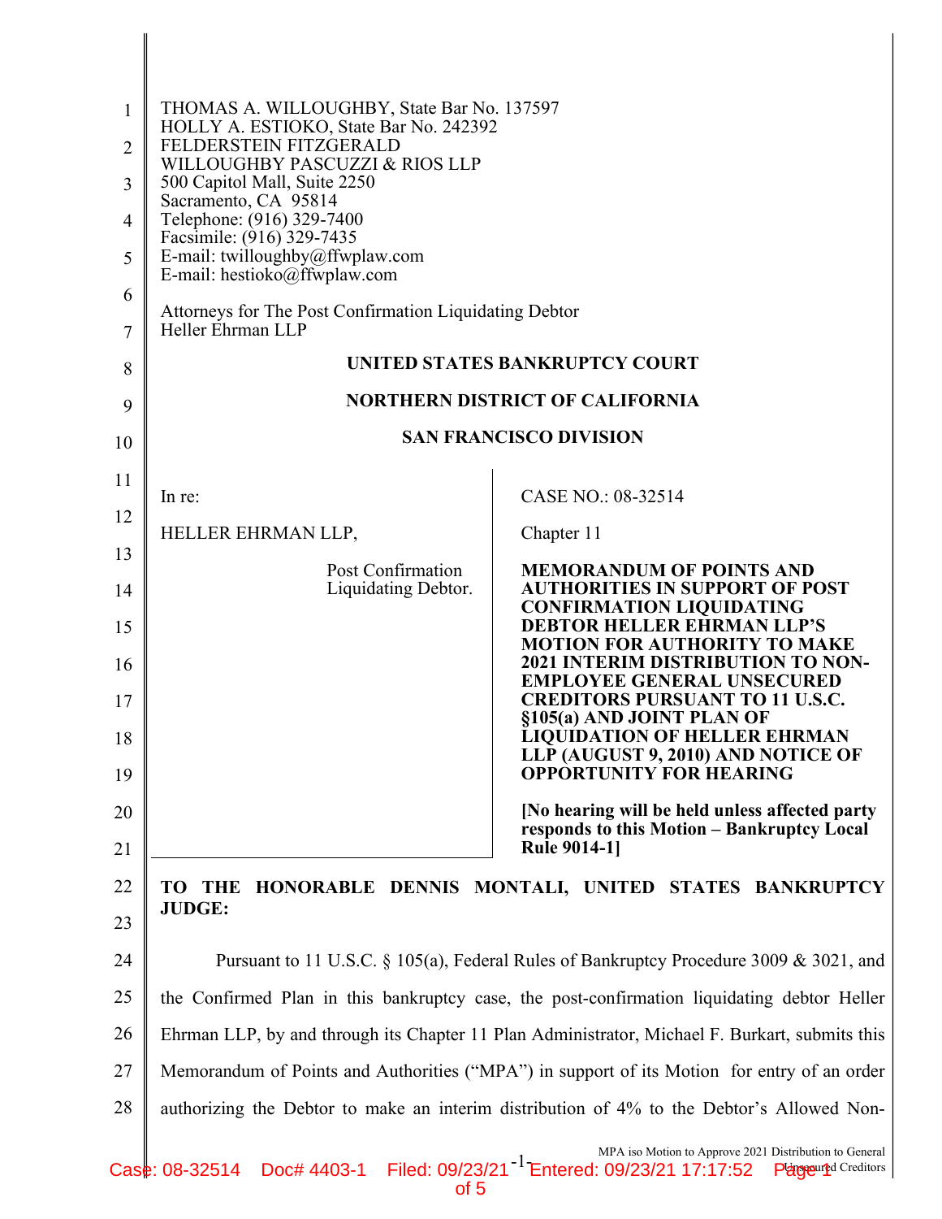THOMAS A. WILLOUGHBY, State Bar No. 137597
HOLLY A. ESTIOKO, State Bar No. 242392
FELDERSTEIN FITZGERALD
WILLOUGHBY PASCUZZI & RIOS LLP
500 Capitol Mall, Suite 2250
Sacramento, CA 95814
Telephone: (916) 329-7400
Facsimile: (916) 329-7435
E-mail: twilloughby@ffwplaw.com
E-mail: hestioko@ffwplaw.com

Attorneys for The Post Confirmation Liquidating Debtor
Heller Ehrman LLP

**UNITED STATES BANKRUPTCY COURT**

**NORTHERN DISTRICT OF CALIFORNIA**

**SAN FRANCISCO DIVISION**

| | |
|---|---|
| In re:<br><br>HELLER EHRMAN LLP,<br><br>Post Confirmation Liquidating Debtor. | CASE NO.: 08-32514<br><br>Chapter 11<br><br>**MEMORANDUM OF POINTS AND AUTHORITIES IN SUPPORT OF POST CONFIRMATION LIQUIDATING DEBTOR HELLER EHRMAN LLP'S MOTION FOR AUTHORITY TO MAKE 2021 INTERIM DISTRIBUTION TO NON-EMPLOYEE GENERAL UNSECURED CREDITORS PURSUANT TO 11 U.S.C. §105(a) AND JOINT PLAN OF LIQUIDATION OF HELLER EHRMAN LLP (AUGUST 9, 2010) AND NOTICE OF OPPORTUNITY FOR HEARING**<br><br>**[No hearing will be held unless affected party responds to this Motion – Bankruptcy Local Rule 9014-1]** |

**TO THE HONORABLE DENNIS MONTALI, UNITED STATES BANKRUPTCY JUDGE:**

Pursuant to 11 U.S.C. § 105(a), Federal Rules of Bankruptcy Procedure 3009 & 3021, and the Confirmed Plan in this bankruptcy case, the post-confirmation liquidating debtor Heller Ehrman LLP, by and through its Chapter 11 Plan Administrator, Michael F. Burkart, submits this Memorandum of Points and Authorities ("MPA") in support of its Motion for entry of an order authorizing the Debtor to make an interim distribution of 4% to the Debtor's Allowed Non-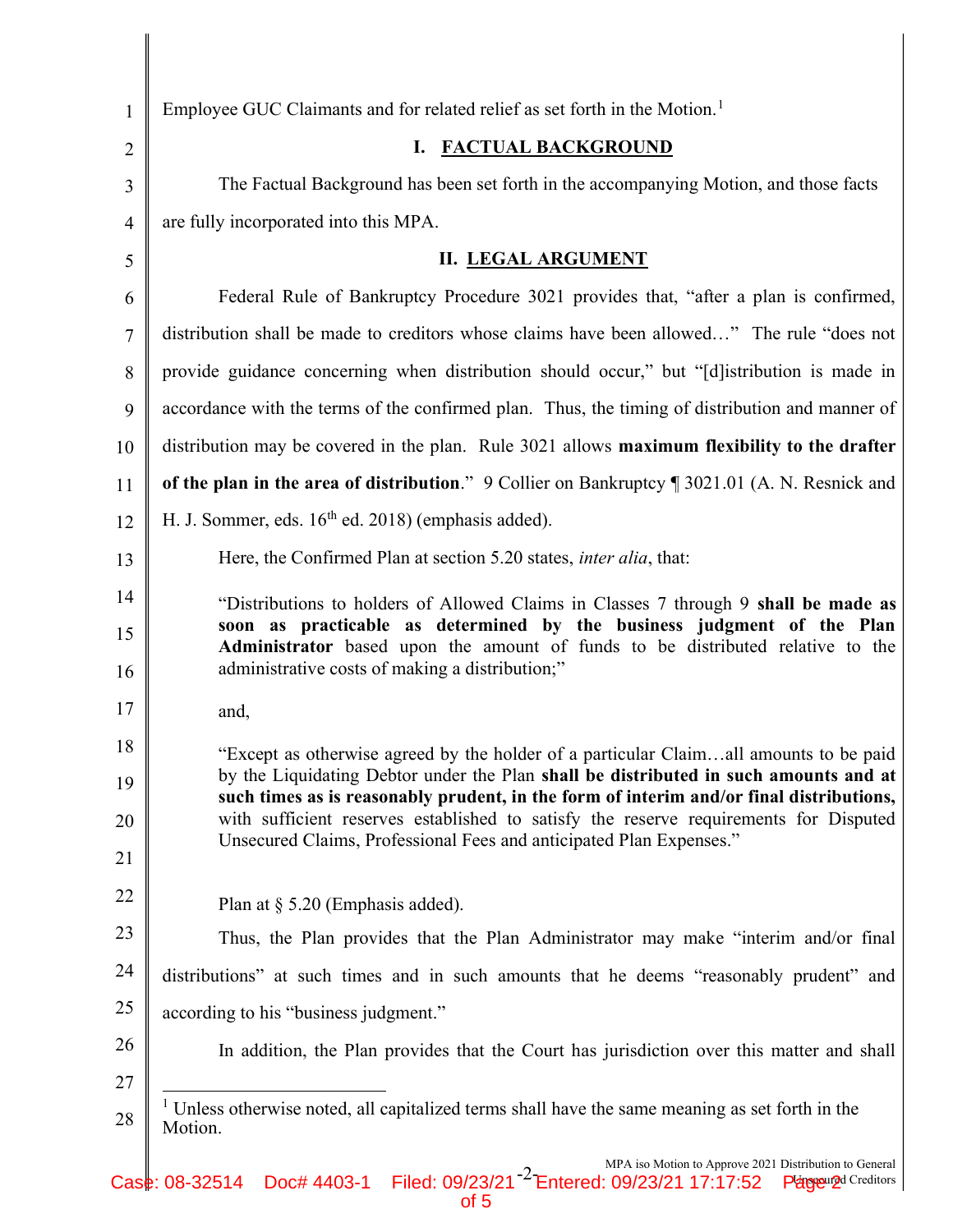Employee GUC Claimants and for related relief as set forth in the Motion.[1]

## I. FACTUAL BACKGROUND

The Factual Background has been set forth in the accompanying Motion, and those facts are fully incorporated into this MPA.

## II. LEGAL ARGUMENT

Federal Rule of Bankruptcy Procedure 3021 provides that, "after a plan is confirmed, distribution shall be made to creditors whose claims have been allowed…" The rule "does not provide guidance concerning when distribution should occur," but "[d]istribution is made in accordance with the terms of the confirmed plan. Thus, the timing of distribution and manner of distribution may be covered in the plan. Rule 3021 allows **maximum flexibility to the drafter of the plan in the area of distribution**." 9 Collier on Bankruptcy ¶ 3021.01 (A. N. Resnick and H. J. Sommer, eds. 16th ed. 2018) (emphasis added).

Here, the Confirmed Plan at section 5.20 states, *inter alia*, that:

> "Distributions to holders of Allowed Claims in Classes 7 through 9 **shall be made as soon as practicable as determined by the business judgment of the Plan Administrator** based upon the amount of funds to be distributed relative to the administrative costs of making a distribution;"

and,

> "Except as otherwise agreed by the holder of a particular Claim…all amounts to be paid by the Liquidating Debtor under the Plan **shall be distributed in such amounts and at such times as is reasonably prudent, in the form of interim and/or final distributions,** with sufficient reserves established to satisfy the reserve requirements for Disputed Unsecured Claims, Professional Fees and anticipated Plan Expenses."

Plan at § 5.20 (Emphasis added).

Thus, the Plan provides that the Plan Administrator may make "interim and/or final distributions" at such times and in such amounts that he deems "reasonably prudent" and according to his "business judgment."

In addition, the Plan provides that the Court has jurisdiction over this matter and shall

[1] Unless otherwise noted, all capitalized terms shall have the same meaning as set forth in the Motion.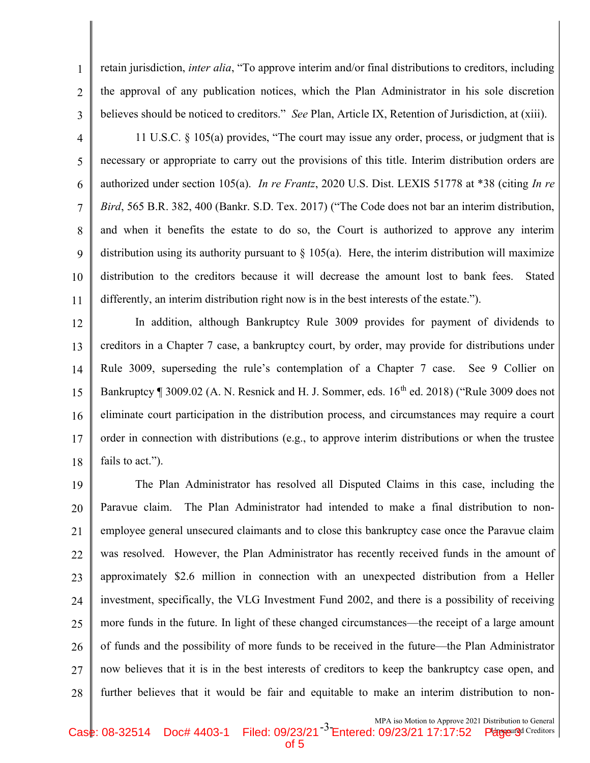retain jurisdiction, *inter alia*, "To approve interim and/or final distributions to creditors, including the approval of any publication notices, which the Plan Administrator in his sole discretion believes should be noticed to creditors." *See* Plan, Article IX, Retention of Jurisdiction, at (xiii).

11 U.S.C. § 105(a) provides, "The court may issue any order, process, or judgment that is necessary or appropriate to carry out the provisions of this title. Interim distribution orders are authorized under section 105(a). *In re Frantz*, 2020 U.S. Dist. LEXIS 51778 at *38 (citing *In re Bird*, 565 B.R. 382, 400 (Bankr. S.D. Tex. 2017) ("The Code does not bar an interim distribution, and when it benefits the estate to do so, the Court is authorized to approve any interim distribution using its authority pursuant to § 105(a). Here, the interim distribution will maximize distribution to the creditors because it will decrease the amount lost to bank fees. Stated differently, an interim distribution right now is in the best interests of the estate.").

In addition, although Bankruptcy Rule 3009 provides for payment of dividends to creditors in a Chapter 7 case, a bankruptcy court, by order, may provide for distributions under Rule 3009, superseding the rule's contemplation of a Chapter 7 case. See 9 Collier on Bankruptcy ¶ 3009.02 (A. N. Resnick and H. J. Sommer, eds. 16th ed. 2018) ("Rule 3009 does not eliminate court participation in the distribution process, and circumstances may require a court order in connection with distributions (e.g., to approve interim distributions or when the trustee fails to act.").

The Plan Administrator has resolved all Disputed Claims in this case, including the Paravue claim. The Plan Administrator had intended to make a final distribution to non-employee general unsecured claimants and to close this bankruptcy case once the Paravue claim was resolved. However, the Plan Administrator has recently received funds in the amount of approximately $2.6 million in connection with an unexpected distribution from a Heller investment, specifically, the VLG Investment Fund 2002, and there is a possibility of receiving more funds in the future. In light of these changed circumstances—the receipt of a large amount of funds and the possibility of more funds to be received in the future—the Plan Administrator now believes that it is in the best interests of creditors to keep the bankruptcy case open, and further believes that it would be fair and equitable to make an interim distribution to non-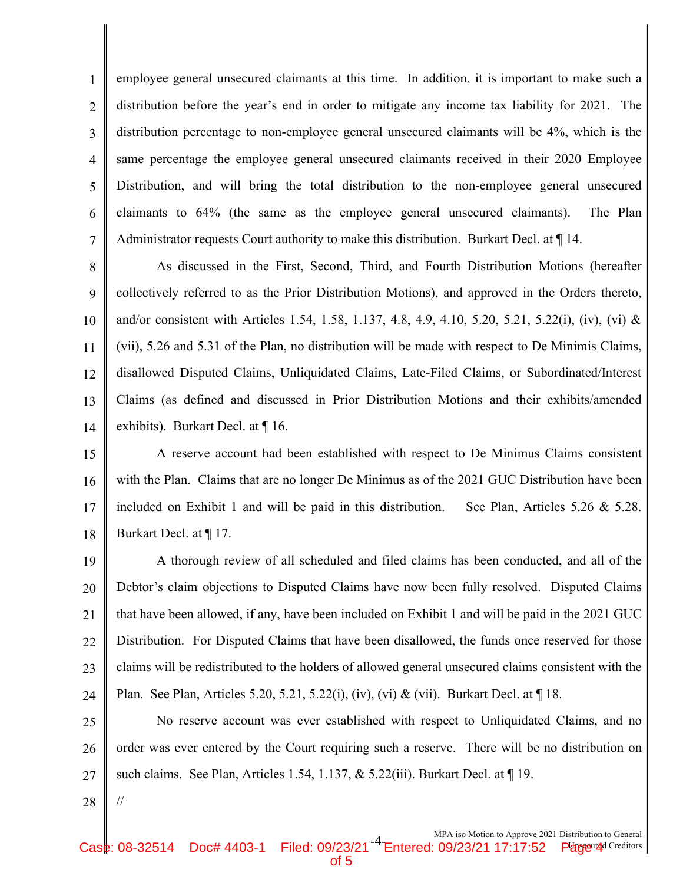employee general unsecured claimants at this time. In addition, it is important to make such a distribution before the year's end in order to mitigate any income tax liability for 2021. The distribution percentage to non-employee general unsecured claimants will be 4%, which is the same percentage the employee general unsecured claimants received in their 2020 Employee Distribution, and will bring the total distribution to the non-employee general unsecured claimants to 64% (the same as the employee general unsecured claimants). The Plan Administrator requests Court authority to make this distribution. Burkart Decl. at ¶ 14.

As discussed in the First, Second, Third, and Fourth Distribution Motions (hereafter collectively referred to as the Prior Distribution Motions), and approved in the Orders thereto, and/or consistent with Articles 1.54, 1.58, 1.137, 4.8, 4.9, 4.10, 5.20, 5.21, 5.22(i), (iv), (vi) & (vii), 5.26 and 5.31 of the Plan, no distribution will be made with respect to De Minimis Claims, disallowed Disputed Claims, Unliquidated Claims, Late-Filed Claims, or Subordinated/Interest Claims (as defined and discussed in Prior Distribution Motions and their exhibits/amended exhibits). Burkart Decl. at ¶ 16.

A reserve account had been established with respect to De Minimus Claims consistent with the Plan. Claims that are no longer De Minimus as of the 2021 GUC Distribution have been included on Exhibit 1 and will be paid in this distribution. See Plan, Articles 5.26 & 5.28. Burkart Decl. at ¶ 17.

A thorough review of all scheduled and filed claims has been conducted, and all of the Debtor's claim objections to Disputed Claims have now been fully resolved. Disputed Claims that have been allowed, if any, have been included on Exhibit 1 and will be paid in the 2021 GUC Distribution. For Disputed Claims that have been disallowed, the funds once reserved for those claims will be redistributed to the holders of allowed general unsecured claims consistent with the Plan. See Plan, Articles 5.20, 5.21, 5.22(i), (iv), (vi) & (vii). Burkart Decl. at ¶ 18.

No reserve account was ever established with respect to Unliquidated Claims, and no order was ever entered by the Court requiring such a reserve. There will be no distribution on such claims. See Plan, Articles 1.54, 1.137, & 5.22(iii). Burkart Decl. at ¶ 19.

//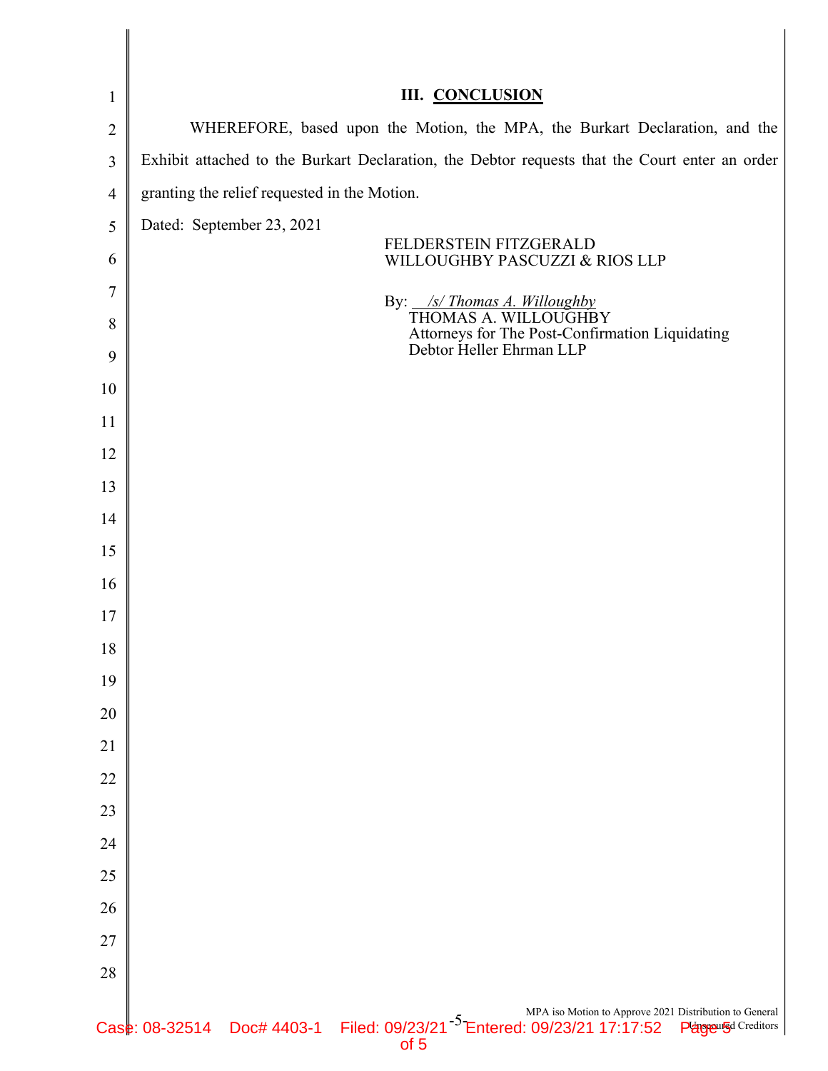## III. CONCLUSION

WHEREFORE, based upon the Motion, the MPA, the Burkart Declaration, and the Exhibit attached to the Burkart Declaration, the Debtor requests that the Court enter an order granting the relief requested in the Motion.

Dated: September 23, 2021

FELDERSTEIN FITZGERALD
WILLOUGHBY PASCUZZI & RIOS LLP

By: /s/ Thomas A. Willoughby
THOMAS A. WILLOUGHBY
Attorneys for The Post-Confirmation Liquidating Debtor Heller Ehrman LLP